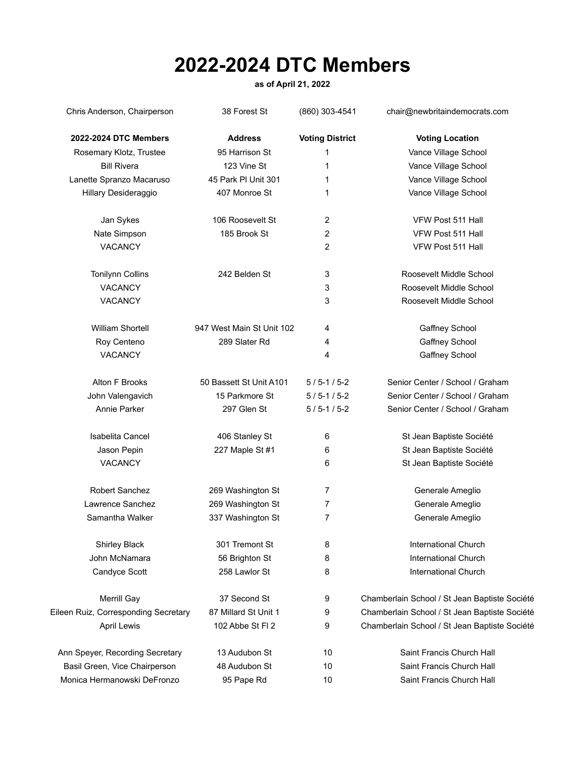# 2022-2024 DTC Members

**as of April 21, 2022**

| Chris Anderson, Chairperson | 38 Forest St | (860) 303-4541 | chair@newbritaindemocrats.com |
|---|---|---|---|

| **2022-2024 DTC Members** | **Address** | **Voting District** | **Voting Location** |
|---|---|---|---|
| Rosemary Klotz, Trustee | 95 Harrison St | 1 | Vance Village School |
| Bill Rivera | 123 Vine St | 1 | Vance Village School |
| Lanette Spranzo Macaruso | 45 Park Pl Unit 301 | 1 | Vance Village School |
| Hillary Desideraggio | 407 Monroe St | 1 | Vance Village School |
| | | | |
| Jan Sykes | 106 Roosevelt St | 2 | VFW Post 511 Hall |
| Nate Simpson | 185 Brook St | 2 | VFW Post 511 Hall |
| VACANCY | | 2 | VFW Post 511 Hall |
| | | | |
| Tonilynn Collins | 242 Belden St | 3 | Roosevelt Middle School |
| VACANCY | | 3 | Roosevelt Middle School |
| VACANCY | | 3 | Roosevelt Middle School |
| | | | |
| William Shortell | 947 West Main St Unit 102 | 4 | Gaffney School |
| Roy Centeno | 289 Slater Rd | 4 | Gaffney School |
| VACANCY | | 4 | Gaffney School |
| | | | |
| Alton F Brooks | 50 Bassett St Unit A101 | 5 / 5-1 / 5-2 | Senior Center / School / Graham |
| John Valengavich | 15 Parkmore St | 5 / 5-1 / 5-2 | Senior Center / School / Graham |
| Annie Parker | 297 Glen St | 5 / 5-1 / 5-2 | Senior Center / School / Graham |
| | | | |
| Isabelita Cancel | 406 Stanley St | 6 | St Jean Baptiste Société |
| Jason Pepin | 227 Maple St #1 | 6 | St Jean Baptiste Société |
| VACANCY | | 6 | St Jean Baptiste Société |
| | | | |
| Robert Sanchez | 269 Washington St | 7 | Generale Ameglio |
| Lawrence Sanchez | 269 Washington St | 7 | Generale Ameglio |
| Samantha Walker | 337 Washington St | 7 | Generale Ameglio |
| | | | |
| Shirley Black | 301 Tremont St | 8 | International Church |
| John McNamara | 56 Brighton St | 8 | International Church |
| Candyce Scott | 258 Lawlor St | 8 | International Church |
| | | | |
| Merrill Gay | 37 Second St | 9 | Chamberlain School / St Jean Baptiste Société |
| Eileen Ruiz, Corresponding Secretary | 87 Millard St Unit 1 | 9 | Chamberlain School / St Jean Baptiste Société |
| April Lewis | 102 Abbe St Fl 2 | 9 | Chamberlain School / St Jean Baptiste Société |
| | | | |
| Ann Speyer, Recording Secretary | 13 Audubon St | 10 | Saint Francis Church Hall |
| Basil Green, Vice Chairperson | 48 Audubon St | 10 | Saint Francis Church Hall |
| Monica Hermanowski DeFronzo | 95 Pape Rd | 10 | Saint Francis Church Hall |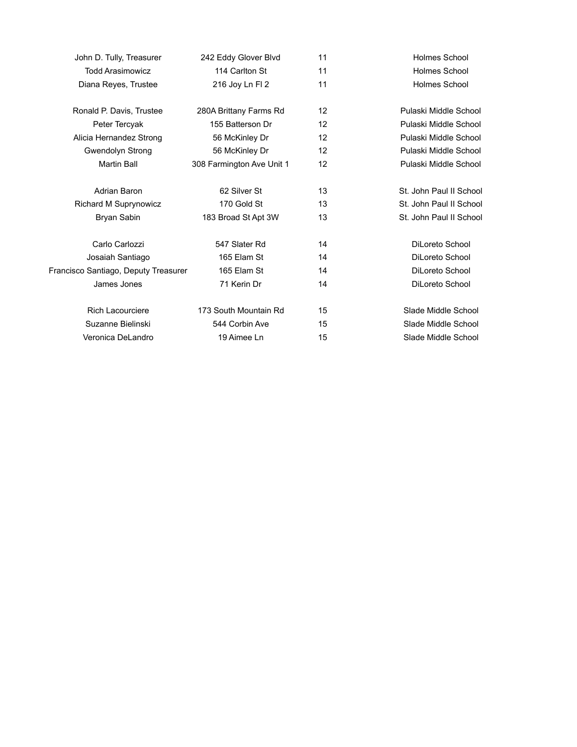| | | | |
|---|---|---|---|
| John D. Tully, Treasurer | 242 Eddy Glover Blvd | 11 | Holmes School |
| Todd Arasimowicz | 114 Carlton St | 11 | Holmes School |
| Diana Reyes, Trustee | 216 Joy Ln Fl 2 | 11 | Holmes School |
| | | | |
| Ronald P. Davis, Trustee | 280A Brittany Farms Rd | 12 | Pulaski Middle School |
| Peter Tercyak | 155 Batterson Dr | 12 | Pulaski Middle School |
| Alicia Hernandez Strong | 56 McKinley Dr | 12 | Pulaski Middle School |
| Gwendolyn Strong | 56 McKinley Dr | 12 | Pulaski Middle School |
| Martin Ball | 308 Farmington Ave Unit 1 | 12 | Pulaski Middle School |
| | | | |
| Adrian Baron | 62 Silver St | 13 | St. John Paul II School |
| Richard M Suprynowicz | 170 Gold St | 13 | St. John Paul II School |
| Bryan Sabin | 183 Broad St Apt 3W | 13 | St. John Paul II School |
| | | | |
| Carlo Carlozzi | 547 Slater Rd | 14 | DiLoreto School |
| Josaiah Santiago | 165 Elam St | 14 | DiLoreto School |
| Francisco Santiago, Deputy Treasurer | 165 Elam St | 14 | DiLoreto School |
| James Jones | 71 Kerin Dr | 14 | DiLoreto School |
| | | | |
| Rich Lacourciere | 173 South Mountain Rd | 15 | Slade Middle School |
| Suzanne Bielinski | 544 Corbin Ave | 15 | Slade Middle School |
| Veronica DeLandro | 19 Aimee Ln | 15 | Slade Middle School |